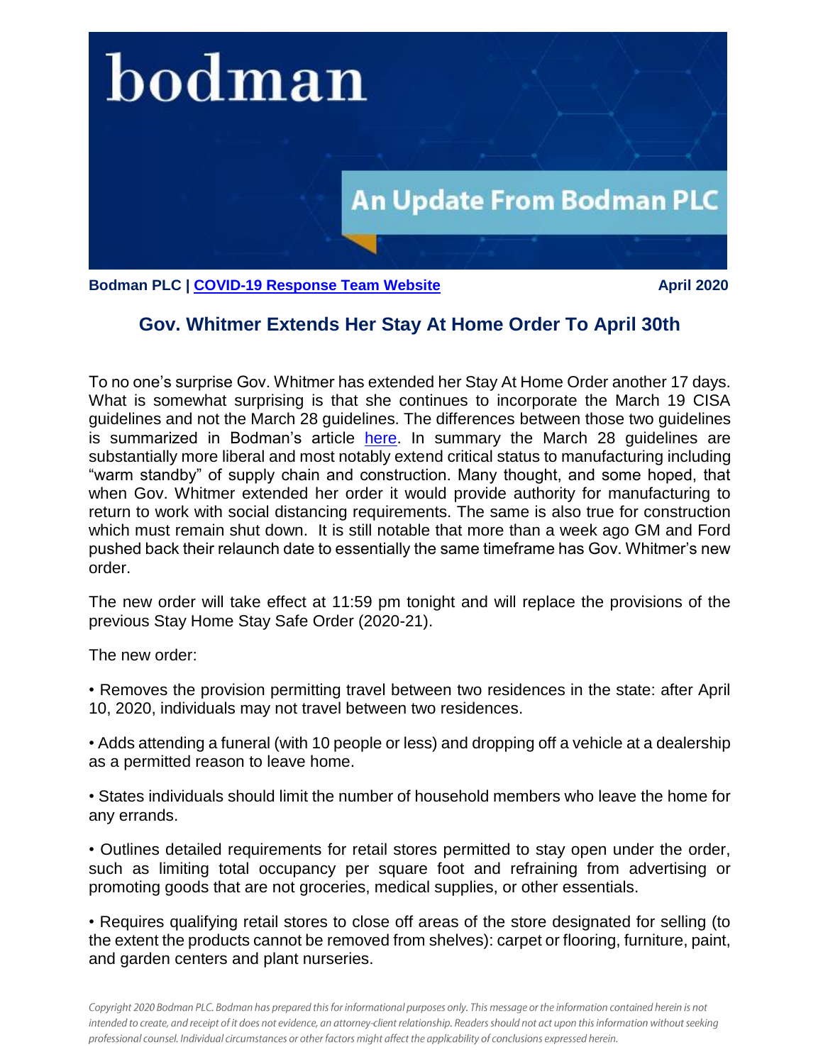bodman

An Update From Bodman PLC

**Bodman PLC | [COVID-19 Response Team Website]** **April 2020**

## Gov. Whitmer Extends Her Stay At Home Order To April 30th

To no one's surprise Gov. Whitmer has extended her Stay At Home Order another 17 days. What is somewhat surprising is that she continues to incorporate the March 19 CISA guidelines and not the March 28 guidelines. The differences between those two guidelines is summarized in Bodman's article [here]. In summary the March 28 guidelines are substantially more liberal and most notably extend critical status to manufacturing including "warm standby" of supply chain and construction. Many thought, and some hoped, that when Gov. Whitmer extended her order it would provide authority for manufacturing to return to work with social distancing requirements. The same is also true for construction which must remain shut down. It is still notable that more than a week ago GM and Ford pushed back their relaunch date to essentially the same timeframe has Gov. Whitmer's new order.

The new order will take effect at 11:59 pm tonight and will replace the provisions of the previous Stay Home Stay Safe Order (2020-21).

The new order:

• Removes the provision permitting travel between two residences in the state: after April 10, 2020, individuals may not travel between two residences.

• Adds attending a funeral (with 10 people or less) and dropping off a vehicle at a dealership as a permitted reason to leave home.

• States individuals should limit the number of household members who leave the home for any errands.

• Outlines detailed requirements for retail stores permitted to stay open under the order, such as limiting total occupancy per square foot and refraining from advertising or promoting goods that are not groceries, medical supplies, or other essentials.

• Requires qualifying retail stores to close off areas of the store designated for selling (to the extent the products cannot be removed from shelves): carpet or flooring, furniture, paint, and garden centers and plant nurseries.

*Copyright 2020 Bodman PLC. Bodman has prepared this for informational purposes only. This message or the information contained herein is not intended to create, and receipt of it does not evidence, an attorney-client relationship. Readers should not act upon this information without seeking professional counsel. Individual circumstances or other factors might affect the applicability of conclusions expressed herein.*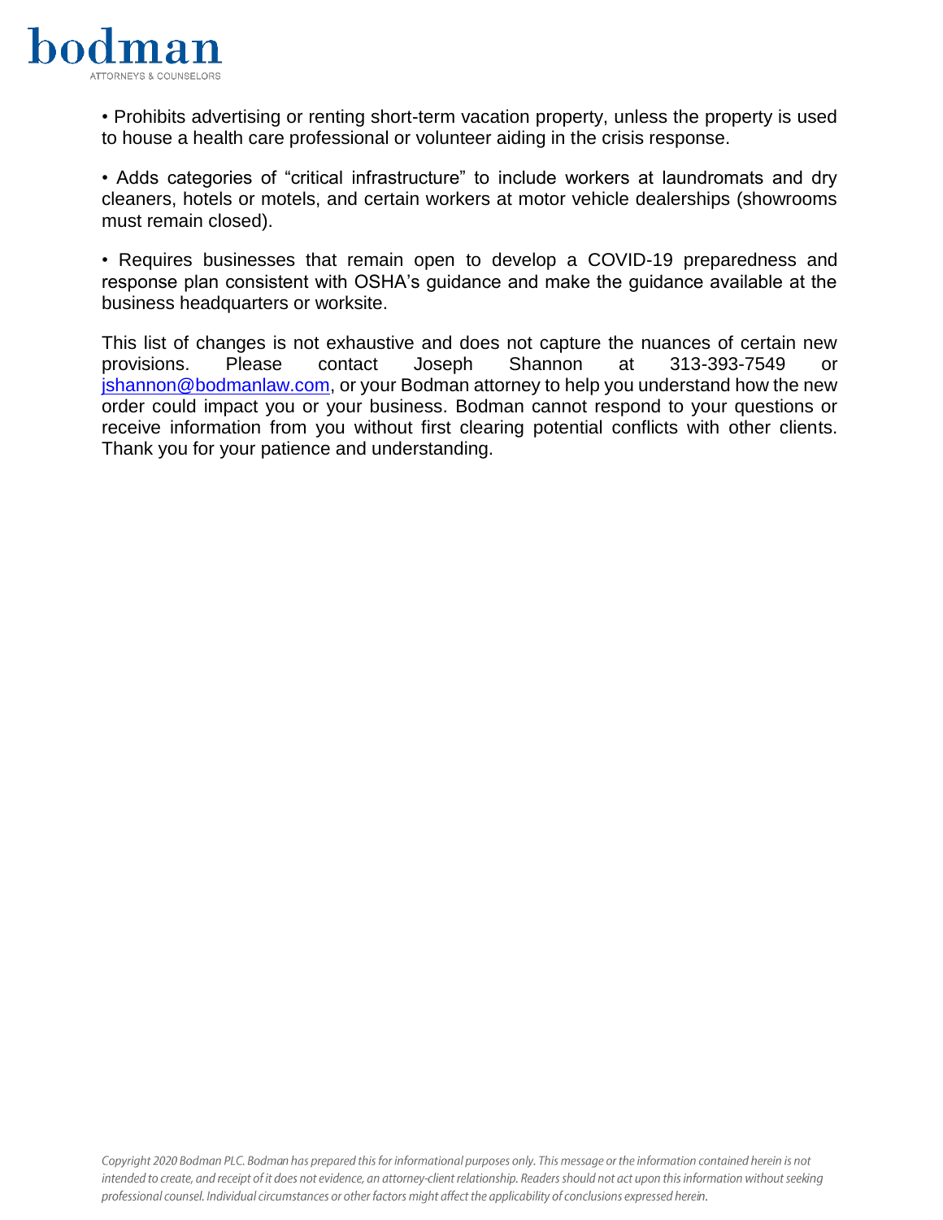- Prohibits advertising or renting short-term vacation property, unless the property is used to house a health care professional or volunteer aiding in the crisis response.

- Adds categories of "critical infrastructure" to include workers at laundromats and dry cleaners, hotels or motels, and certain workers at motor vehicle dealerships (showrooms must remain closed).

- Requires businesses that remain open to develop a COVID-19 preparedness and response plan consistent with OSHA's guidance and make the guidance available at the business headquarters or worksite.

This list of changes is not exhaustive and does not capture the nuances of certain new provisions. Please contact Joseph Shannon at 313-393-7549 or jshannon@bodmanlaw.com, or your Bodman attorney to help you understand how the new order could impact you or your business. Bodman cannot respond to your questions or receive information from you without first clearing potential conflicts with other clients. Thank you for your patience and understanding.

*Copyright 2020 Bodman PLC. Bodman has prepared this for informational purposes only. This message or the information contained herein is not intended to create, and receipt of it does not evidence, an attorney-client relationship. Readers should not act upon this information without seeking professional counsel. Individual circumstances or other factors might affect the applicability of conclusions expressed herein.*